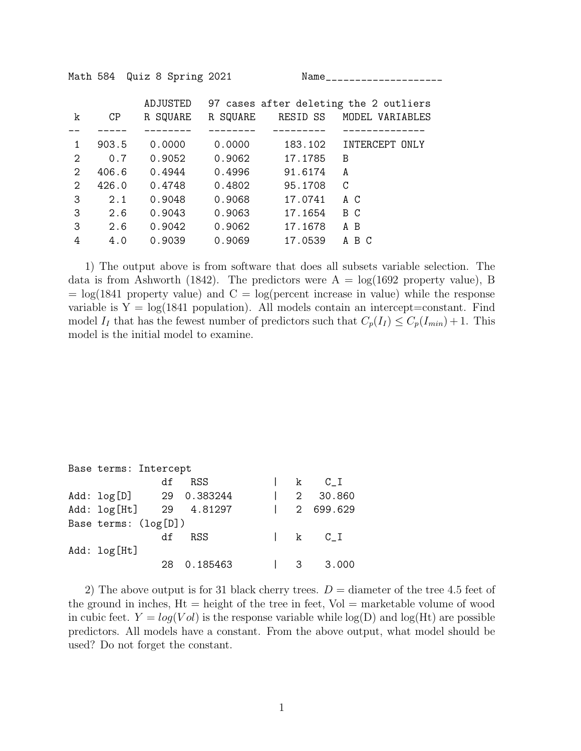Math 584 Quiz 8 Spring 2021 Name____________________

| k | CP | ADJUSTED R SQUARE | R SQUARE | RESID SS | MODEL VARIABLES |
|---|---|---|---|---|---|
| | | | 97 cases after deleting the 2 outliers | | |
| 1 | 903.5 | 0.0000 | 0.0000 | 183.102 | INTERCEPT ONLY |
| 2 | 0.7 | 0.9052 | 0.9062 | 17.1785 | B |
| 2 | 406.6 | 0.4944 | 0.4996 | 91.6174 | A |
| 2 | 426.0 | 0.4748 | 0.4802 | 95.1708 | C |
| 3 | 2.1 | 0.9048 | 0.9068 | 17.0741 | A C |
| 3 | 2.6 | 0.9043 | 0.9063 | 17.1654 | B C |
| 3 | 2.6 | 0.9042 | 0.9062 | 17.1678 | A B |
| 4 | 4.0 | 0.9039 | 0.9069 | 17.0539 | A B C |

1) The output above is from software that does all subsets variable selection. The data is from Ashworth (1842). The predictors were A = log(1692 property value), B = log(1841 property value) and C = log(percent increase in value) while the response variable is Y = log(1841 population). All models contain an intercept=constant. Find model $I_I$ that has the fewest number of predictors such that $C_p(I_I) \leq C_p(I_{min}) + 1$. This model is the initial model to examine.

```
Base terms: Intercept
                df   RSS          |   k    C_I
Add: log[D]     29  0.383244      |   2   30.860
Add: log[Ht]    29  4.81297       |   2  699.629
Base terms: (log[D])
                df   RSS          |   k    C_I
Add: log[Ht]
                28  0.185463      |   3    3.000
```

2) The above output is for 31 black cherry trees. $D$ = diameter of the tree 4.5 feet of the ground in inches, Ht = height of the tree in feet, Vol = marketable volume of wood in cubic feet. $Y = log(Vol)$ is the response variable while log(D) and log(Ht) are possible predictors. All models have a constant. From the above output, what model should be used? Do not forget the constant.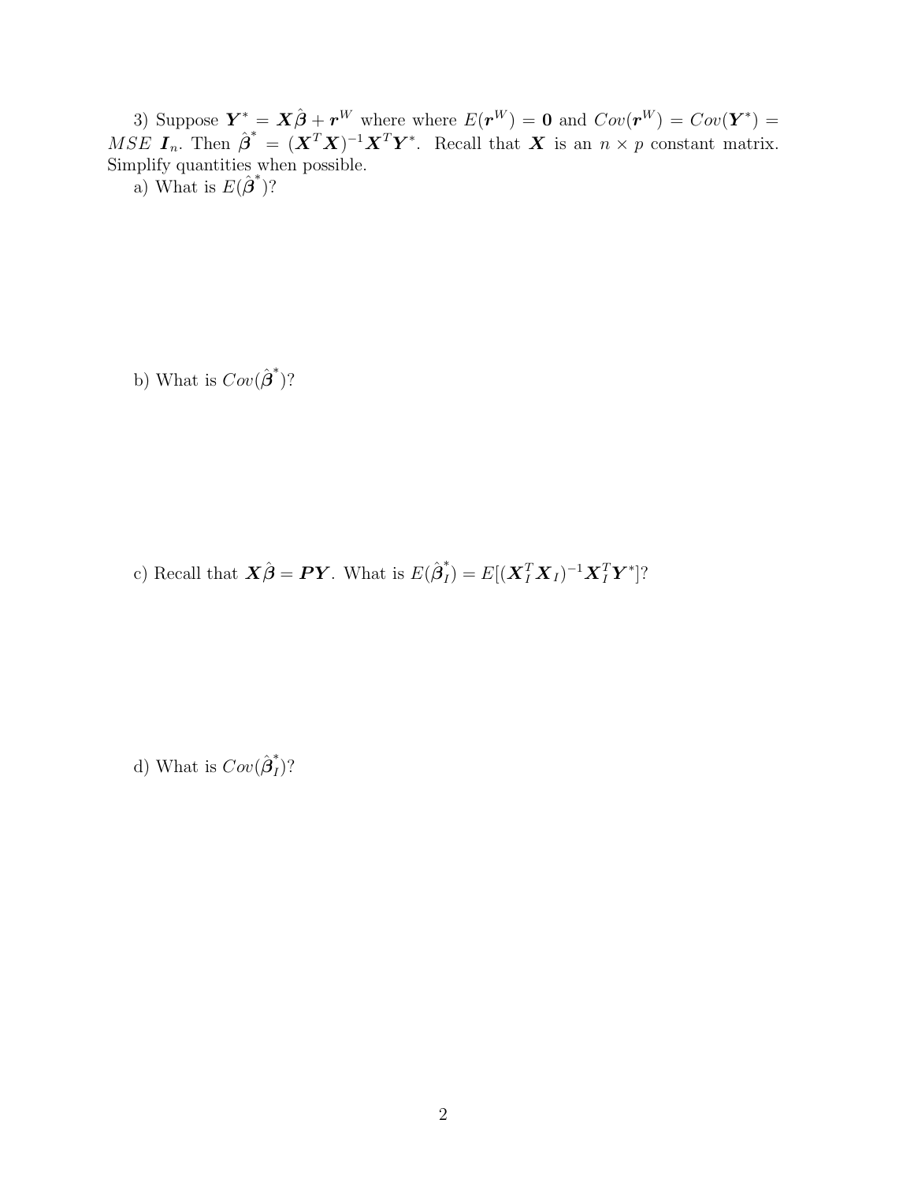3) Suppose $\boldsymbol{Y}^* = \boldsymbol{X}\hat{\boldsymbol{\beta}} + \boldsymbol{r}^W$ where where $E(\boldsymbol{r}^W) = \boldsymbol{0}$ and $Cov(\boldsymbol{r}^W) = Cov(\boldsymbol{Y}^*) = MSE \ \boldsymbol{I}_n$. Then $\hat{\boldsymbol{\beta}}^* = (\boldsymbol{X}^T\boldsymbol{X})^{-1}\boldsymbol{X}^T\boldsymbol{Y}^*$. Recall that $\boldsymbol{X}$ is an $n \times p$ constant matrix. Simplify quantities when possible.

a) What is $E(\hat{\boldsymbol{\beta}}^*)$?

b) What is $Cov(\hat{\boldsymbol{\beta}}^*)$?

c) Recall that $\boldsymbol{X}\hat{\boldsymbol{\beta}} = \boldsymbol{P}\boldsymbol{Y}$. What is $E(\hat{\boldsymbol{\beta}}_I^*) = E[(\boldsymbol{X}_I^T\boldsymbol{X}_I)^{-1}\boldsymbol{X}_I^T\boldsymbol{Y}^*]$?

d) What is $Cov(\hat{\boldsymbol{\beta}}_I^*)$?